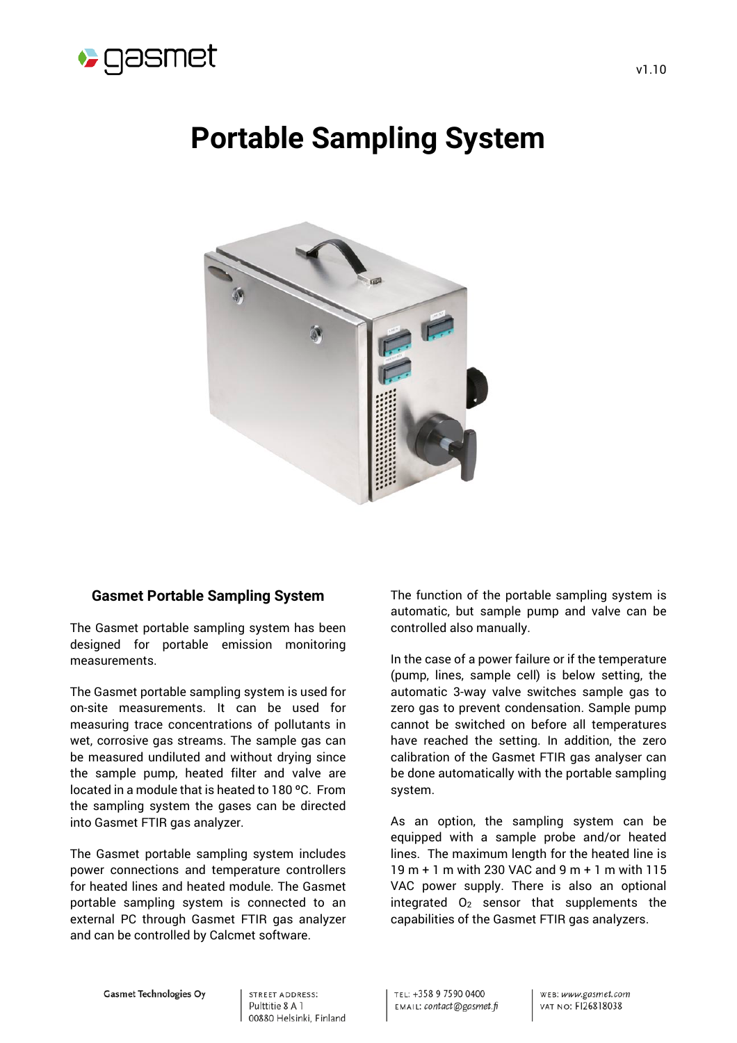# Portable Sampling System

## Gasmet Portable Sampling System

The Gasmet portable sampling system has been designed for portable emission monitoring measurements.

The Gasmet portable sampling system is used for on-site measurements. It can be used for measuring trace concentrations of pollutants in wet, corrosive gas streams. The sample gas can be measured undiluted and without drying since the sample pump, heated filter and valve are located in a module that is heated to 180 ºC. From the sampling system the gases can be directed into Gasmet FTIR gas analyzer.

The Gasmet portable sampling system includes power connections and temperature controllers for heated lines and heated module. The Gasmet portable sampling system is connected to an external PC through Gasmet FTIR gas analyzer and can be controlled by Calcmet software.

The function of the portable sampling system is automatic, but sample pump and valve can be controlled also manually.

In the case of a power failure or if the temperature (pump, lines, sample cell) is below setting, the automatic 3-way valve switches sample gas to zero gas to prevent condensation. Sample pump cannot be switched on before all temperatures have reached the setting. In addition, the zero calibration of the Gasmet FTIR gas analyser can be done automatically with the portable sampling system.

As an option, the sampling system can be equipped with a sample probe and/or heated lines. The maximum length for the heated line is 19 m + 1 m with 230 VAC and 9 m + 1 m with 115 VAC power supply. There is also an optional integrated $O_2$ sensor that supplements the capabilities of the Gasmet FTIR gas analyzers.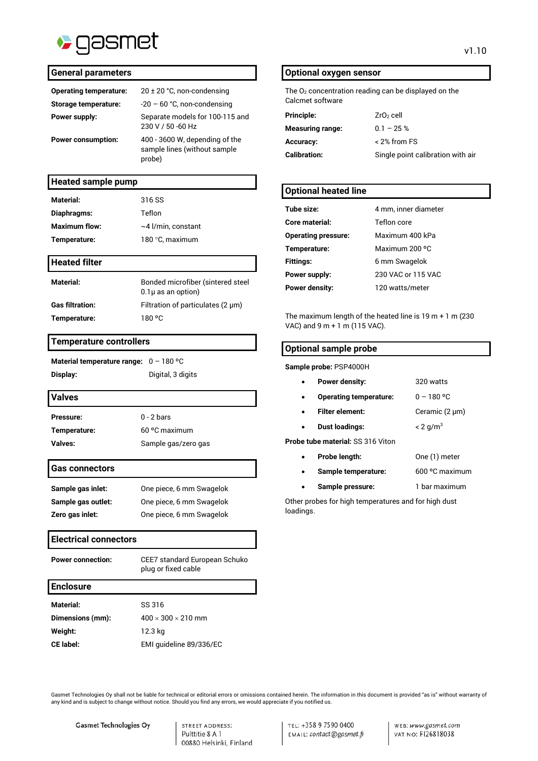v1.10

## General parameters

| | |
|---|---|
| **Operating temperature:** | 20 ± 20 °C, non-condensing |
| **Storage temperature:** | -20 – 60 °C, non-condensing |
| **Power supply:** | Separate models for 100-115 and 230 V / 50 -60 Hz |
| **Power consumption:** | 400 - 3600 W, depending of the sample lines (without sample probe) |

## Heated sample pump

| | |
|---|---|
| **Material:** | 316 SS |
| **Diaphragms:** | Teflon |
| **Maximum flow:** | ~4 l/min, constant |
| **Temperature:** | 180 °C, maximum |

## Heated filter

| | |
|---|---|
| **Material:** | Bonded microfiber (sintered steel 0.1μ as an option) |
| **Gas filtration:** | Filtration of particulates (2 μm) |
| **Temperature:** | 180 °C |

## Temperature controllers

| | |
|---|---|
| **Material temperature range:** | 0 – 180 °C |
| **Display:** | Digital, 3 digits |

## Valves

| | |
|---|---|
| **Pressure:** | 0 - 2 bars |
| **Temperature:** | 60 °C maximum |
| **Valves:** | Sample gas/zero gas |

## Gas connectors

| | |
|---|---|
| **Sample gas inlet:** | One piece, 6 mm Swagelok |
| **Sample gas outlet:** | One piece, 6 mm Swagelok |
| **Zero gas inlet:** | One piece, 6 mm Swagelok |

## Electrical connectors

| | |
|---|---|
| **Power connection:** | CEE7 standard European Schuko plug or fixed cable |

## Enclosure

| | |
|---|---|
| **Material:** | SS 316 |
| **Dimensions (mm):** | 400 × 300 × 210 mm |
| **Weight:** | 12.3 kg |
| **CE label:** | EMI guideline 89/336/EC |

## Optional oxygen sensor

The $O_2$ concentration reading can be displayed on the Calcmet software

| | |
|---|---|
| **Principle:** | $ZrO_2$ cell |
| **Measuring range:** | 0.1 – 25 % |
| **Accuracy:** | < 2% from FS |
| **Calibration:** | Single point calibration with air |

## Optional heated line

| | |
|---|---|
| **Tube size:** | 4 mm, inner diameter |
| **Core material:** | Teflon core |
| **Operating pressure:** | Maximum 400 kPa |
| **Temperature:** | Maximum 200 °C |
| **Fittings:** | 6 mm Swagelok |
| **Power supply:** | 230 VAC or 115 VAC |
| **Power density:** | 120 watts/meter |

The maximum length of the heated line is 19 m + 1 m (230 VAC) and 9 m + 1 m (115 VAC).

## Optional sample probe

**Sample probe:** PSP4000H

- **Power density:** 320 watts
- **Operating temperature:** 0 – 180 °C
- **Filter element:** Ceramic (2 μm)
- **Dust loadings:** < 2 g/m$^3$

**Probe tube material:** SS 316 Viton

- **Probe length:** One (1) meter
- **Sample temperature:** 600 °C maximum
- **Sample pressure:** 1 bar maximum

Other probes for high temperatures and for high dust loadings.

Gasmet Technologies Oy shall not be liable for technical or editorial errors or omissions contained herein. The information in this document is provided "as is" without warranty of any kind and is subject to change without notice. Should you find any errors, we would appreciate if you notified us.

Gasmet Technologies Oy | STREET ADDRESS: Pulttitie 8 A 1 00880 Helsinki, Finland | TEL: +358 9 7590 0400 EMAIL: contact@gasmet.fi | WEB: www.gasmet.com VAT NO: FI26818038